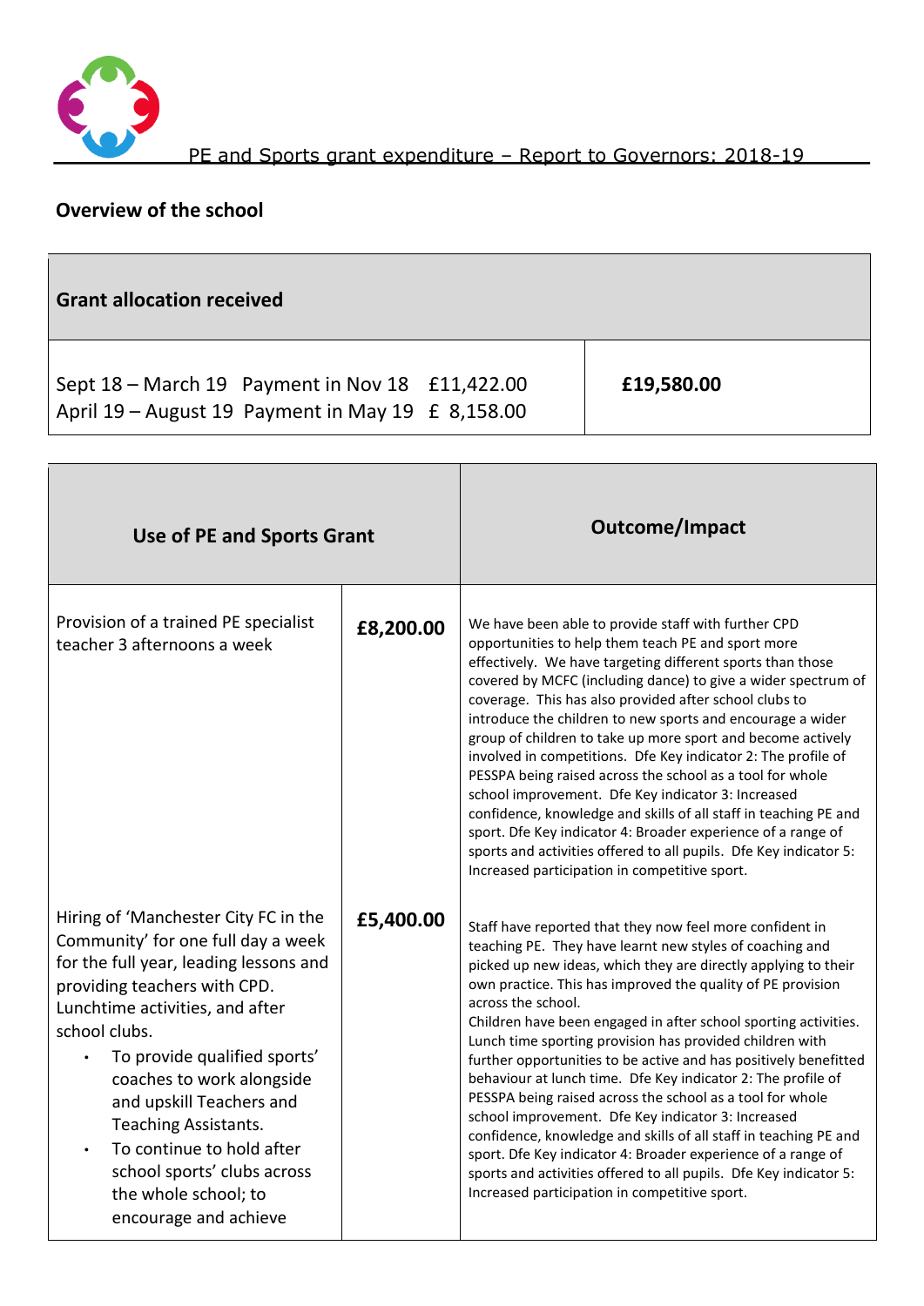# PE and Sports grant expenditure – Report to Governors: 2018-19

## Overview of the school

| Grant allocation received | |
|---|---|
| Sept 18 – March 19 Payment in Nov 18 £11,422.00<br>April 19 – August 19 Payment in May 19 £ 8,158.00 | **£19,580.00** |

| Use of PE and Sports Grant | | Outcome/Impact |
|---|---|---|
| Provision of a trained PE specialist teacher 3 afternoons a week | **£8,200.00** | We have been able to provide staff with further CPD opportunities to help them teach PE and sport more effectively. We have targeting different sports than those covered by MCFC (including dance) to give a wider spectrum of coverage. This has also provided after school clubs to introduce the children to new sports and encourage a wider group of children to take up more sport and become actively involved in competitions. Dfe Key indicator 2: The profile of PESSPA being raised across the school as a tool for whole school improvement. Dfe Key indicator 3: Increased confidence, knowledge and skills of all staff in teaching PE and sport. Dfe Key indicator 4: Broader experience of a range of sports and activities offered to all pupils. Dfe Key indicator 5: Increased participation in competitive sport. |
| Hiring of 'Manchester City FC in the Community' for one full day a week for the full year, leading lessons and providing teachers with CPD. Lunchtime activities, and after school clubs.<br>• To provide qualified sports' coaches to work alongside and upskill Teachers and Teaching Assistants.<br>• To continue to hold after school sports' clubs across the whole school; to encourage and achieve | **£5,400.00** | Staff have reported that they now feel more confident in teaching PE. They have learnt new styles of coaching and picked up new ideas, which they are directly applying to their own practice. This has improved the quality of PE provision across the school.<br>Children have been engaged in after school sporting activities. Lunch time sporting provision has provided children with further opportunities to be active and has positively benefitted behaviour at lunch time. Dfe Key indicator 2: The profile of PESSPA being raised across the school as a tool for whole school improvement. Dfe Key indicator 3: Increased confidence, knowledge and skills of all staff in teaching PE and sport. Dfe Key indicator 4: Broader experience of a range of sports and activities offered to all pupils. Dfe Key indicator 5: Increased participation in competitive sport. |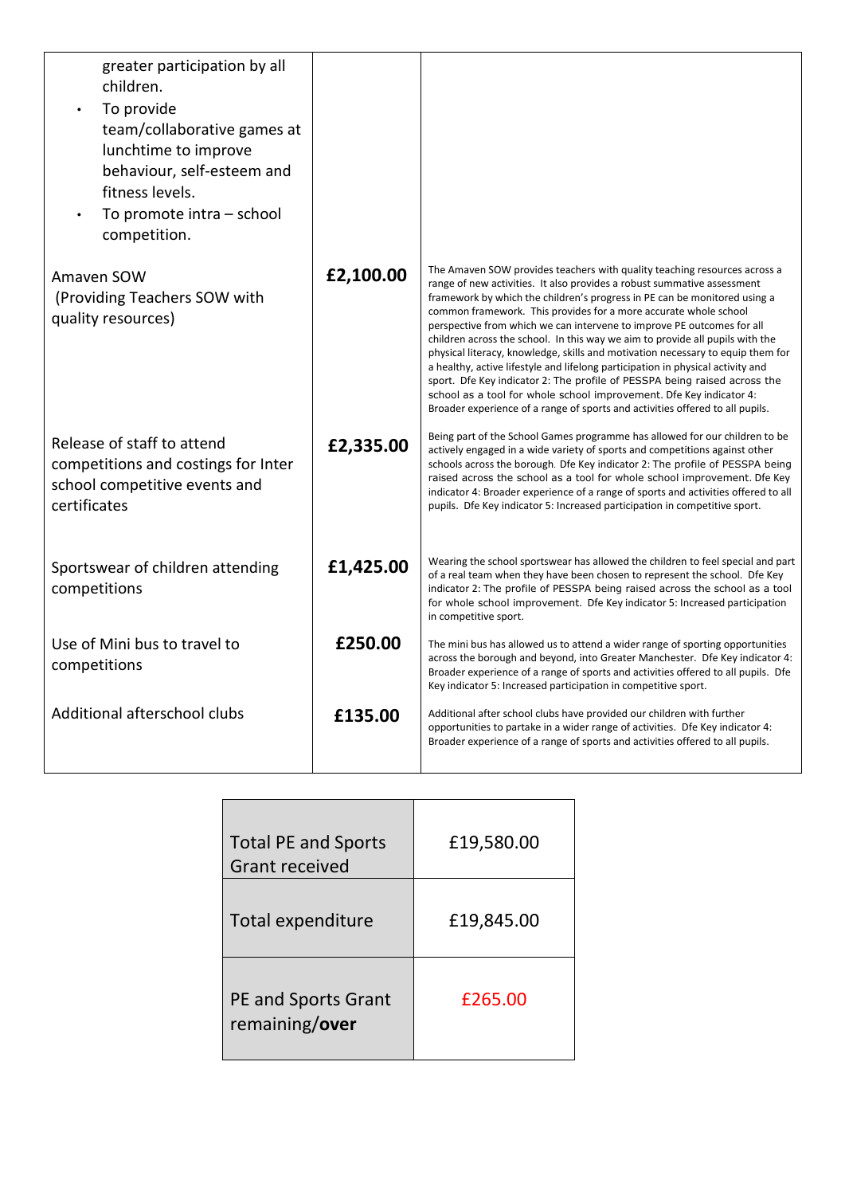| | | |
|---|---|---|
| greater participation by all children.<br>• To provide team/collaborative games at lunchtime to improve behaviour, self-esteem and fitness levels.<br>• To promote intra – school competition. | | |
| Amaven SOW<br>(Providing Teachers SOW with quality resources) | **£2,100.00** | The Amaven SOW provides teachers with quality teaching resources across a range of new activities. It also provides a robust summative assessment framework by which the children's progress in PE can be monitored using a common framework. This provides for a more accurate whole school perspective from which we can intervene to improve PE outcomes for all children across the school. In this way we aim to provide all pupils with the physical literacy, knowledge, skills and motivation necessary to equip them for a healthy, active lifestyle and lifelong participation in physical activity and sport. Dfe Key indicator 2: The profile of PESSPA being raised across the school as a tool for whole school improvement. Dfe Key indicator 4: Broader experience of a range of sports and activities offered to all pupils. |
| Release of staff to attend competitions and costings for Inter school competitive events and certificates | **£2,335.00** | Being part of the School Games programme has allowed for our children to be actively engaged in a wide variety of sports and competitions against other schools across the borough. Dfe Key indicator 2: The profile of PESSPA being raised across the school as a tool for whole school improvement. Dfe Key indicator 4: Broader experience of a range of sports and activities offered to all pupils. Dfe Key indicator 5: Increased participation in competitive sport. |
| Sportswear of children attending competitions | **£1,425.00** | Wearing the school sportswear has allowed the children to feel special and part of a real team when they have been chosen to represent the school. Dfe Key indicator 2: The profile of PESSPA being raised across the school as a tool for whole school improvement. Dfe Key indicator 5: Increased participation in competitive sport. |
| Use of Mini bus to travel to competitions | **£250.00** | The mini bus has allowed us to attend a wider range of sporting opportunities across the borough and beyond, into Greater Manchester. Dfe Key indicator 4: Broader experience of a range of sports and activities offered to all pupils. Dfe Key indicator 5: Increased participation in competitive sport. |
| Additional afterschool clubs | **£135.00** | Additional after school clubs have provided our children with further opportunities to partake in a wider range of activities. Dfe Key indicator 4: Broader experience of a range of sports and activities offered to all pupils. |

| | |
|---|---|
| Total PE and Sports Grant received | £19,580.00 |
| Total expenditure | £19,845.00 |
| PE and Sports Grant remaining/**over** | £265.00 |